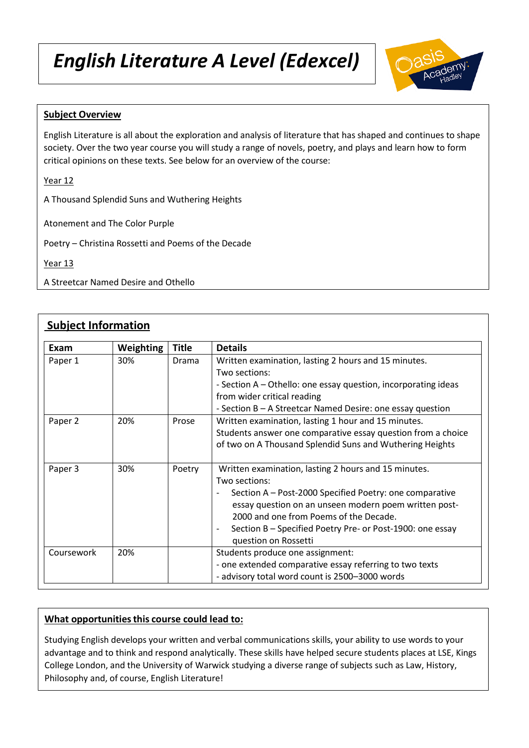# *English Literature A Level (Edexcel)*

**Subject Overview**

English Literature is all about the exploration and analysis of literature that has shaped and continues to shape society. Over the two year course you will study a range of novels, poetry, and plays and learn how to form critical opinions on these texts. See below for an overview of the course:

Year 12

A Thousand Splendid Suns and Wuthering Heights

Atonement and The Color Purple

Poetry – Christina Rossetti and Poems of the Decade

Year 13

A Streetcar Named Desire and Othello

## Subject Information

| Exam | Weighting | Title | Details |
|---|---|---|---|
| Paper 1 | 30% | Drama | Written examination, lasting 2 hours and 15 minutes.<br>Two sections:<br>- Section A – Othello: one essay question, incorporating ideas from wider critical reading<br>- Section B – A Streetcar Named Desire: one essay question |
| Paper 2 | 20% | Prose | Written examination, lasting 1 hour and 15 minutes.<br>Students answer one comparative essay question from a choice of two on A Thousand Splendid Suns and Wuthering Heights |
| Paper 3 | 30% | Poetry | Written examination, lasting 2 hours and 15 minutes.<br>Two sections:<br>- Section A – Post-2000 Specified Poetry: one comparative essay question on an unseen modern poem written post-2000 and one from Poems of the Decade.<br>- Section B – Specified Poetry Pre- or Post-1900: one essay question on Rossetti |
| Coursework | 20% | | Students produce one assignment:<br>- one extended comparative essay referring to two texts<br>- advisory total word count is 2500–3000 words |

**What opportunities this course could lead to:**

Studying English develops your written and verbal communications skills, your ability to use words to your advantage and to think and respond analytically. These skills have helped secure students places at LSE, Kings College London, and the University of Warwick studying a diverse range of subjects such as Law, History, Philosophy and, of course, English Literature!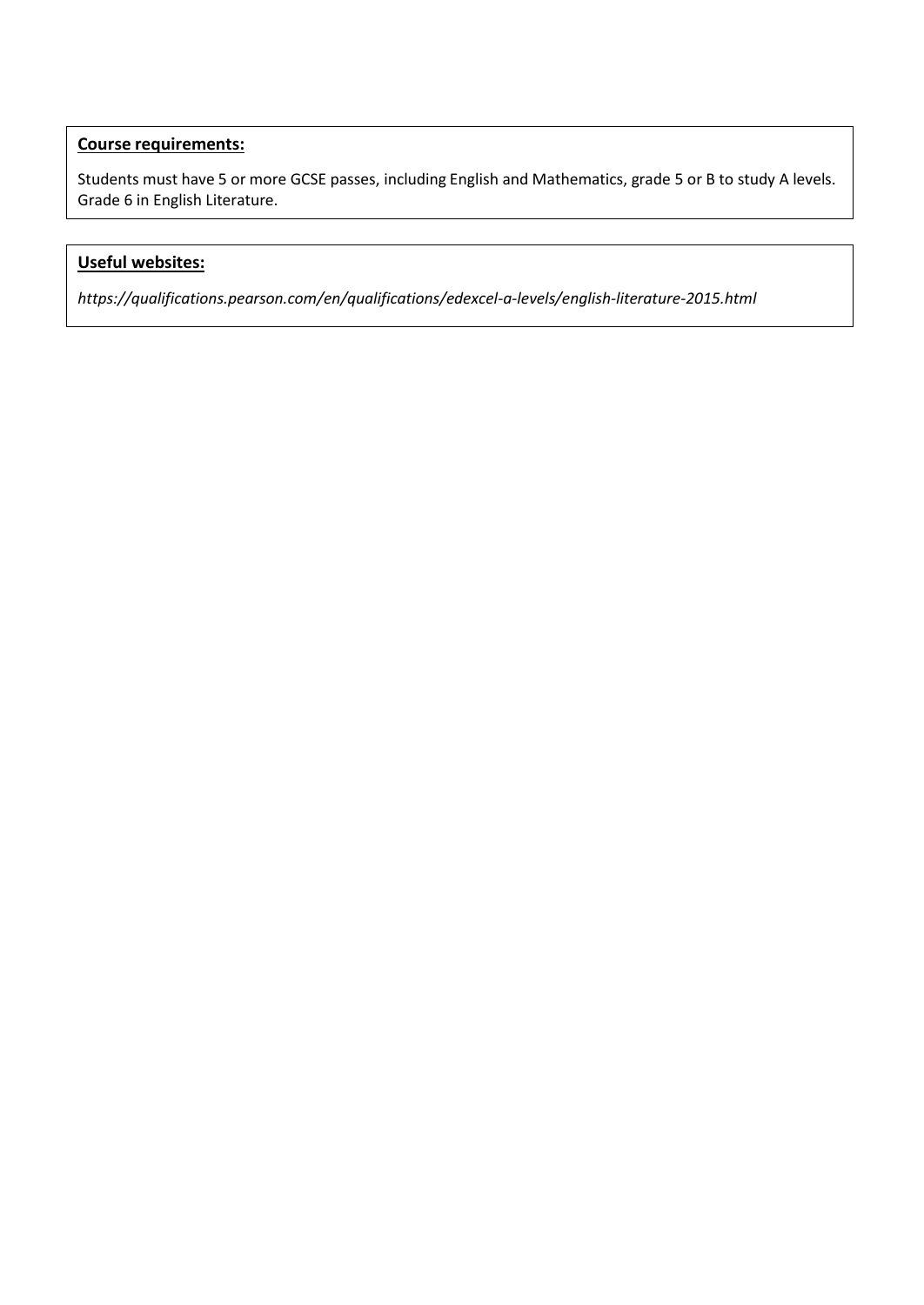**Course requirements:**

Students must have 5 or more GCSE passes, including English and Mathematics, grade 5 or B to study A levels. Grade 6 in English Literature.

**Useful websites:**

*https://qualifications.pearson.com/en/qualifications/edexcel-a-levels/english-literature-2015.html*